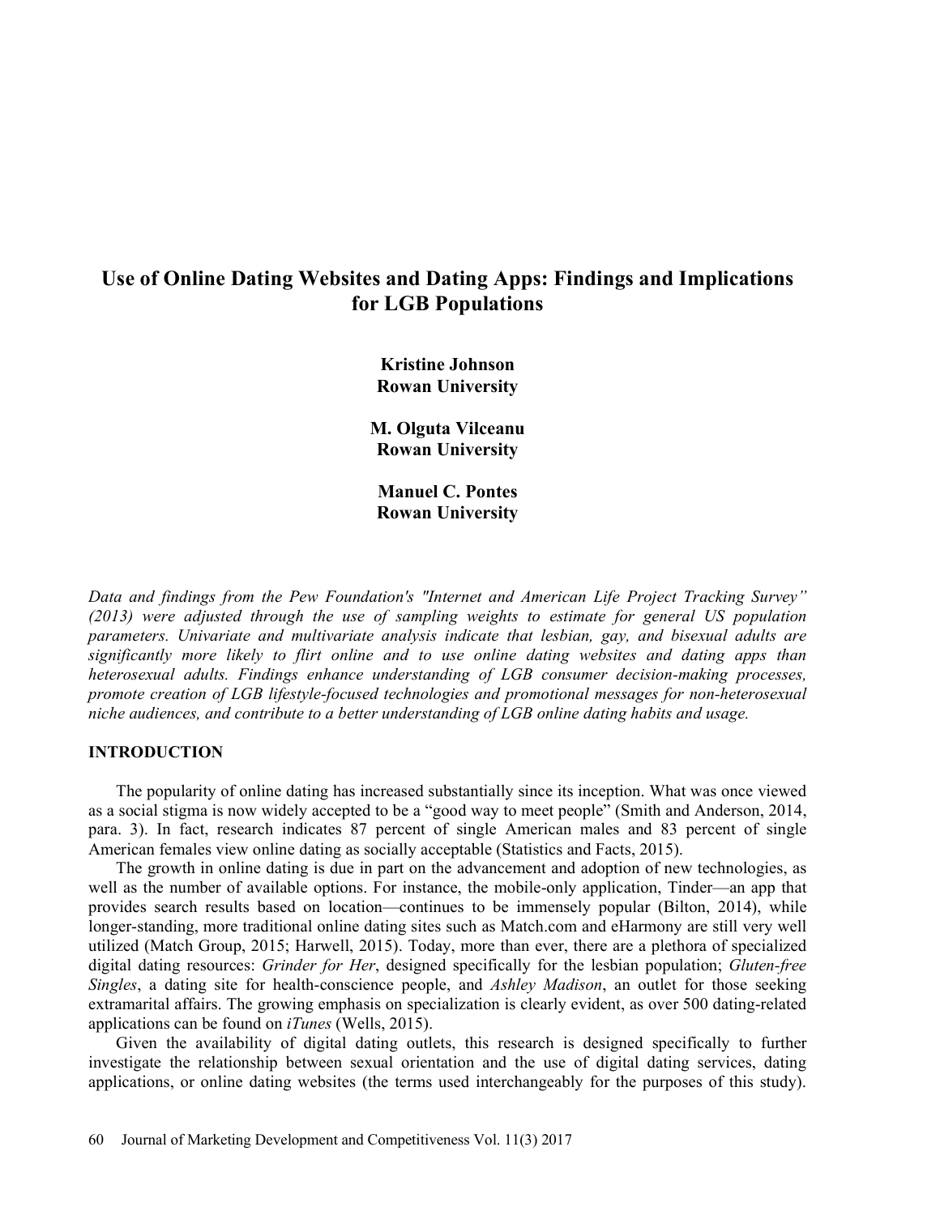# Use of Online Dating Websites and Dating Apps: Findings and Implications for LGB Populations

**Kristine Johnson**
**Rowan University**

**M. Olguta Vilceanu**
**Rowan University**

**Manuel C. Pontes**
**Rowan University**

*Data and findings from the Pew Foundation's "Internet and American Life Project Tracking Survey" (2013) were adjusted through the use of sampling weights to estimate for general US population parameters. Univariate and multivariate analysis indicate that lesbian, gay, and bisexual adults are significantly more likely to flirt online and to use online dating websites and dating apps than heterosexual adults. Findings enhance understanding of LGB consumer decision-making processes, promote creation of LGB lifestyle-focused technologies and promotional messages for non-heterosexual niche audiences, and contribute to a better understanding of LGB online dating habits and usage.*

## INTRODUCTION

The popularity of online dating has increased substantially since its inception. What was once viewed as a social stigma is now widely accepted to be a "good way to meet people" (Smith and Anderson, 2014, para. 3). In fact, research indicates 87 percent of single American males and 83 percent of single American females view online dating as socially acceptable (Statistics and Facts, 2015).

The growth in online dating is due in part on the advancement and adoption of new technologies, as well as the number of available options. For instance, the mobile-only application, Tinder—an app that provides search results based on location—continues to be immensely popular (Bilton, 2014), while longer-standing, more traditional online dating sites such as Match.com and eHarmony are still very well utilized (Match Group, 2015; Harwell, 2015). Today, more than ever, there are a plethora of specialized digital dating resources: *Grinder for Her*, designed specifically for the lesbian population; *Gluten-free Singles*, a dating site for health-conscience people, and *Ashley Madison*, an outlet for those seeking extramarital affairs. The growing emphasis on specialization is clearly evident, as over 500 dating-related applications can be found on *iTunes* (Wells, 2015).

Given the availability of digital dating outlets, this research is designed specifically to further investigate the relationship between sexual orientation and the use of digital dating services, dating applications, or online dating websites (the terms used interchangeably for the purposes of this study).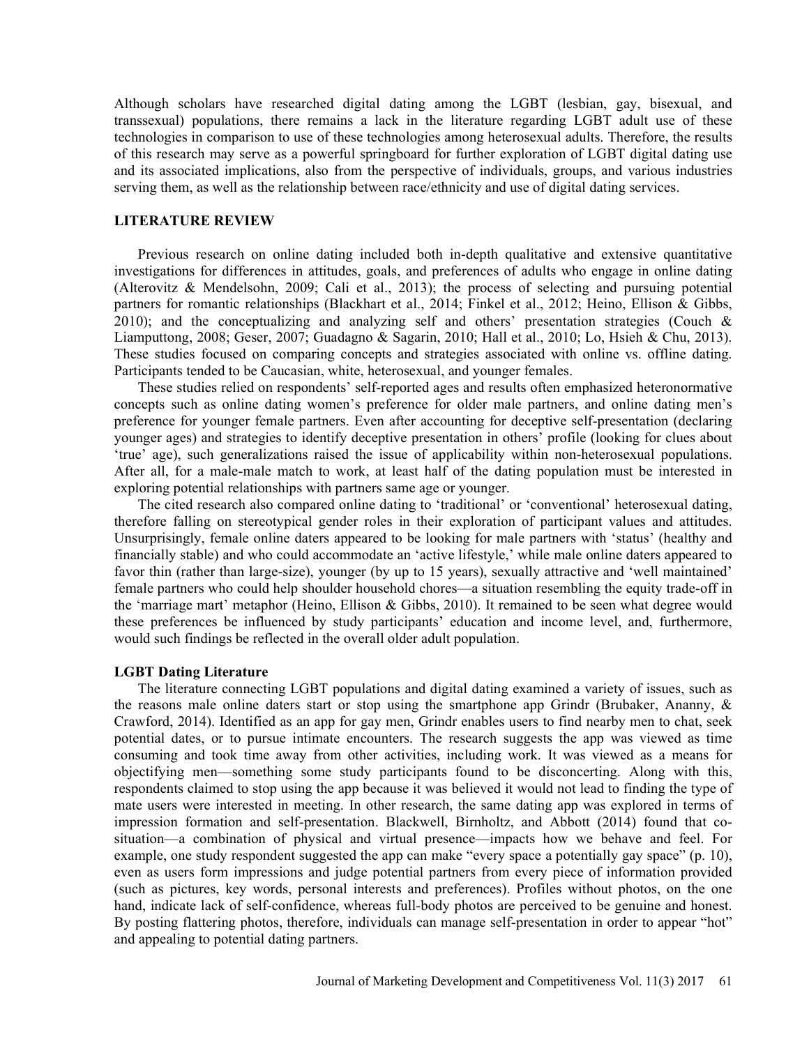Although scholars have researched digital dating among the LGBT (lesbian, gay, bisexual, and transsexual) populations, there remains a lack in the literature regarding LGBT adult use of these technologies in comparison to use of these technologies among heterosexual adults. Therefore, the results of this research may serve as a powerful springboard for further exploration of LGBT digital dating use and its associated implications, also from the perspective of individuals, groups, and various industries serving them, as well as the relationship between race/ethnicity and use of digital dating services.

## LITERATURE REVIEW

Previous research on online dating included both in-depth qualitative and extensive quantitative investigations for differences in attitudes, goals, and preferences of adults who engage in online dating (Alterovitz & Mendelsohn, 2009; Cali et al., 2013); the process of selecting and pursuing potential partners for romantic relationships (Blackhart et al., 2014; Finkel et al., 2012; Heino, Ellison & Gibbs, 2010); and the conceptualizing and analyzing self and others' presentation strategies (Couch & Liamputtong, 2008; Geser, 2007; Guadagno & Sagarin, 2010; Hall et al., 2010; Lo, Hsieh & Chu, 2013). These studies focused on comparing concepts and strategies associated with online vs. offline dating. Participants tended to be Caucasian, white, heterosexual, and younger females.

These studies relied on respondents' self-reported ages and results often emphasized heteronormative concepts such as online dating women's preference for older male partners, and online dating men's preference for younger female partners. Even after accounting for deceptive self-presentation (declaring younger ages) and strategies to identify deceptive presentation in others' profile (looking for clues about 'true' age), such generalizations raised the issue of applicability within non-heterosexual populations. After all, for a male-male match to work, at least half of the dating population must be interested in exploring potential relationships with partners same age or younger.

The cited research also compared online dating to 'traditional' or 'conventional' heterosexual dating, therefore falling on stereotypical gender roles in their exploration of participant values and attitudes. Unsurprisingly, female online daters appeared to be looking for male partners with 'status' (healthy and financially stable) and who could accommodate an 'active lifestyle,' while male online daters appeared to favor thin (rather than large-size), younger (by up to 15 years), sexually attractive and 'well maintained' female partners who could help shoulder household chores—a situation resembling the equity trade-off in the 'marriage mart' metaphor (Heino, Ellison & Gibbs, 2010). It remained to be seen what degree would these preferences be influenced by study participants' education and income level, and, furthermore, would such findings be reflected in the overall older adult population.

### LGBT Dating Literature

The literature connecting LGBT populations and digital dating examined a variety of issues, such as the reasons male online daters start or stop using the smartphone app Grindr (Brubaker, Ananny, & Crawford, 2014). Identified as an app for gay men, Grindr enables users to find nearby men to chat, seek potential dates, or to pursue intimate encounters. The research suggests the app was viewed as time consuming and took time away from other activities, including work. It was viewed as a means for objectifying men—something some study participants found to be disconcerting. Along with this, respondents claimed to stop using the app because it was believed it would not lead to finding the type of mate users were interested in meeting. In other research, the same dating app was explored in terms of impression formation and self-presentation. Blackwell, Birnholtz, and Abbott (2014) found that co-situation—a combination of physical and virtual presence—impacts how we behave and feel. For example, one study respondent suggested the app can make "every space a potentially gay space" (p. 10), even as users form impressions and judge potential partners from every piece of information provided (such as pictures, key words, personal interests and preferences). Profiles without photos, on the one hand, indicate lack of self-confidence, whereas full-body photos are perceived to be genuine and honest. By posting flattering photos, therefore, individuals can manage self-presentation in order to appear "hot" and appealing to potential dating partners.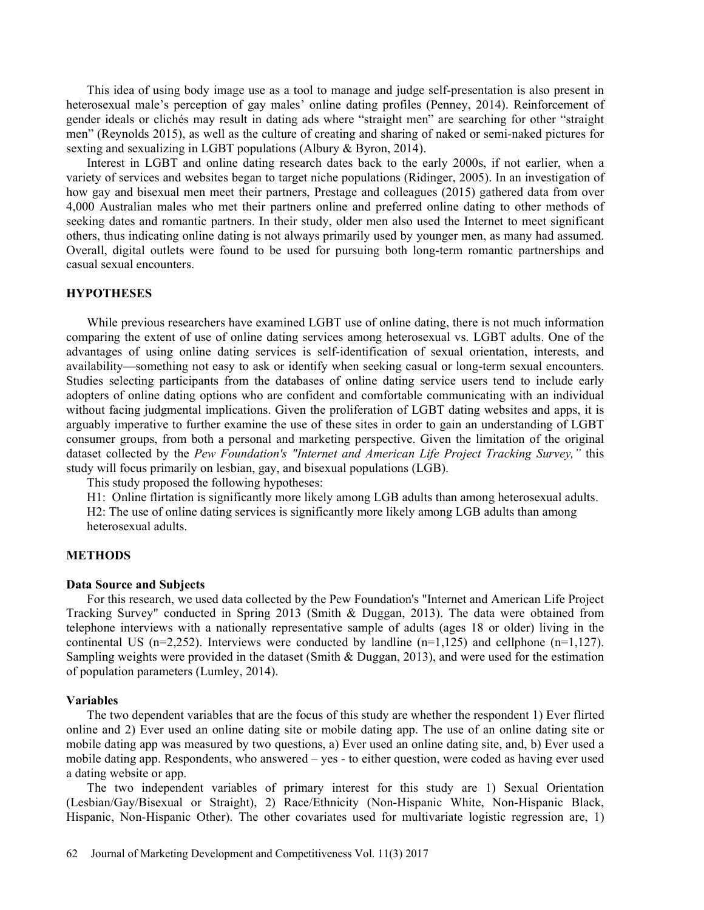This idea of using body image use as a tool to manage and judge self-presentation is also present in heterosexual male's perception of gay males' online dating profiles (Penney, 2014). Reinforcement of gender ideals or clichés may result in dating ads where "straight men" are searching for other "straight men" (Reynolds 2015), as well as the culture of creating and sharing of naked or semi-naked pictures for sexting and sexualizing in LGBT populations (Albury & Byron, 2014).

Interest in LGBT and online dating research dates back to the early 2000s, if not earlier, when a variety of services and websites began to target niche populations (Ridinger, 2005). In an investigation of how gay and bisexual men meet their partners, Prestage and colleagues (2015) gathered data from over 4,000 Australian males who met their partners online and preferred online dating to other methods of seeking dates and romantic partners. In their study, older men also used the Internet to meet significant others, thus indicating online dating is not always primarily used by younger men, as many had assumed. Overall, digital outlets were found to be used for pursuing both long-term romantic partnerships and casual sexual encounters.

## HYPOTHESES

While previous researchers have examined LGBT use of online dating, there is not much information comparing the extent of use of online dating services among heterosexual vs. LGBT adults. One of the advantages of using online dating services is self-identification of sexual orientation, interests, and availability—something not easy to ask or identify when seeking casual or long-term sexual encounters. Studies selecting participants from the databases of online dating service users tend to include early adopters of online dating options who are confident and comfortable communicating with an individual without facing judgmental implications. Given the proliferation of LGBT dating websites and apps, it is arguably imperative to further examine the use of these sites in order to gain an understanding of LGBT consumer groups, from both a personal and marketing perspective. Given the limitation of the original dataset collected by the *Pew Foundation's "Internet and American Life Project Tracking Survey,"* this study will focus primarily on lesbian, gay, and bisexual populations (LGB).

This study proposed the following hypotheses:

H1: Online flirtation is significantly more likely among LGB adults than among heterosexual adults.

H2: The use of online dating services is significantly more likely among LGB adults than among heterosexual adults.

## METHODS

### Data Source and Subjects

For this research, we used data collected by the Pew Foundation's "Internet and American Life Project Tracking Survey" conducted in Spring 2013 (Smith & Duggan, 2013). The data were obtained from telephone interviews with a nationally representative sample of adults (ages 18 or older) living in the continental US (n=2,252). Interviews were conducted by landline (n=1,125) and cellphone (n=1,127). Sampling weights were provided in the dataset (Smith & Duggan, 2013), and were used for the estimation of population parameters (Lumley, 2014).

### Variables

The two dependent variables that are the focus of this study are whether the respondent 1) Ever flirted online and 2) Ever used an online dating site or mobile dating app. The use of an online dating site or mobile dating app was measured by two questions, a) Ever used an online dating site, and, b) Ever used a mobile dating app. Respondents, who answered – yes - to either question, were coded as having ever used a dating website or app.

The two independent variables of primary interest for this study are 1) Sexual Orientation (Lesbian/Gay/Bisexual or Straight), 2) Race/Ethnicity (Non-Hispanic White, Non-Hispanic Black, Hispanic, Non-Hispanic Other). The other covariates used for multivariate logistic regression are, 1)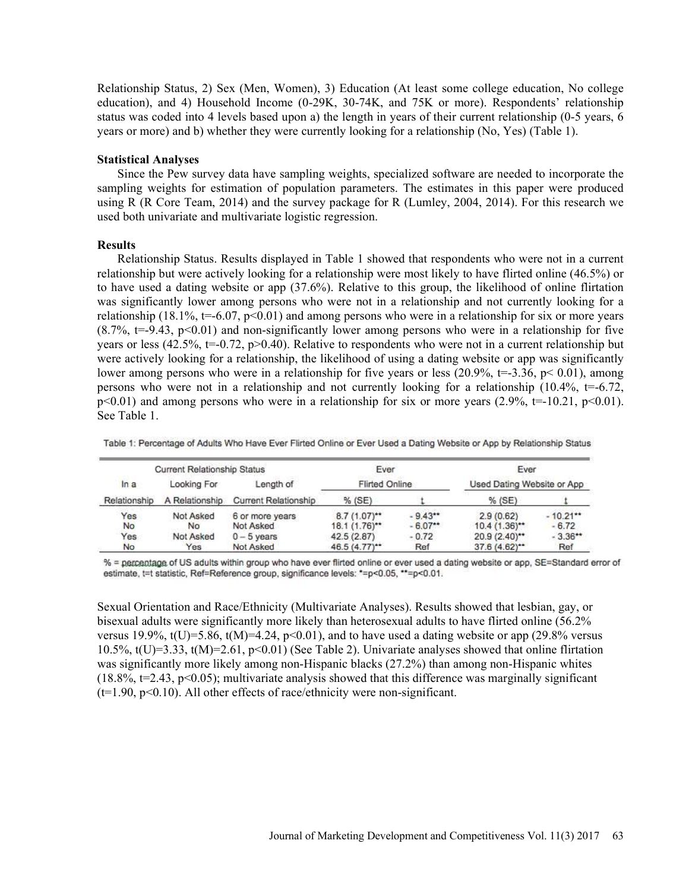Relationship Status, 2) Sex (Men, Women), 3) Education (At least some college education, No college education), and 4) Household Income (0-29K, 30-74K, and 75K or more). Respondents' relationship status was coded into 4 levels based upon a) the length in years of their current relationship (0-5 years, 6 years or more) and b) whether they were currently looking for a relationship (No, Yes) (Table 1).

**Statistical Analyses**

Since the Pew survey data have sampling weights, specialized software are needed to incorporate the sampling weights for estimation of population parameters. The estimates in this paper were produced using R (R Core Team, 2014) and the survey package for R (Lumley, 2004, 2014). For this research we used both univariate and multivariate logistic regression.

**Results**

Relationship Status. Results displayed in Table 1 showed that respondents who were not in a current relationship but were actively looking for a relationship were most likely to have flirted online (46.5%) or to have used a dating website or app (37.6%). Relative to this group, the likelihood of online flirtation was significantly lower among persons who were not in a relationship and not currently looking for a relationship (18.1%, t=-6.07, p<0.01) and among persons who were in a relationship for six or more years (8.7%, t=-9.43, p<0.01) and non-significantly lower among persons who were in a relationship for five years or less (42.5%, t=-0.72, p>0.40). Relative to respondents who were not in a current relationship but were actively looking for a relationship, the likelihood of using a dating website or app was significantly lower among persons who were in a relationship for five years or less (20.9%, t=-3.36, p< 0.01), among persons who were not in a relationship and not currently looking for a relationship (10.4%, t=-6.72, p<0.01) and among persons who were in a relationship for six or more years (2.9%, t=-10.21, p<0.01). See Table 1.

Table 1: Percentage of Adults Who Have Ever Flirted Online or Ever Used a Dating Website or App by Relationship Status

| Current Relationship Status | | | Ever Flirted Online | | Ever Used Dating Website or App | |
|---|---|---|---|---|---|---|
| In a Relationship | Looking For A Relationship | Length of Current Relationship | % (SE) | t | % (SE) | t |
| Yes | Not Asked | 6 or more years | 8.7 (1.07)** | - 9.43** | 2.9 (0.62) | - 10.21** |
| No | No | Not Asked | 18.1 (1.76)** | - 6.07** | 10.4 (1.36)** | - 6.72 |
| Yes | Not Asked | 0 – 5 years | 42.5 (2.87) | - 0.72 | 20.9 (2.40)** | - 3.36** |
| No | Yes | Not Asked | 46.5 (4.77)** | Ref | 37.6 (4.62)** | Ref |

% = percentage of US adults within group who have ever flirted online or ever used a dating website or app, SE=Standard error of estimate, t=t statistic, Ref=Reference group, significance levels: *=p<0.05, **=p<0.01.

Sexual Orientation and Race/Ethnicity (Multivariate Analyses). Results showed that lesbian, gay, or bisexual adults were significantly more likely than heterosexual adults to have flirted online (56.2% versus 19.9%, t(U)=5.86, t(M)=4.24, p<0.01), and to have used a dating website or app (29.8% versus 10.5%, t(U)=3.33, t(M)=2.61, p<0.01) (See Table 2). Univariate analyses showed that online flirtation was significantly more likely among non-Hispanic blacks (27.2%) than among non-Hispanic whites (18.8%, t=2.43, p<0.05); multivariate analysis showed that this difference was marginally significant (t=1.90, p<0.10). All other effects of race/ethnicity were non-significant.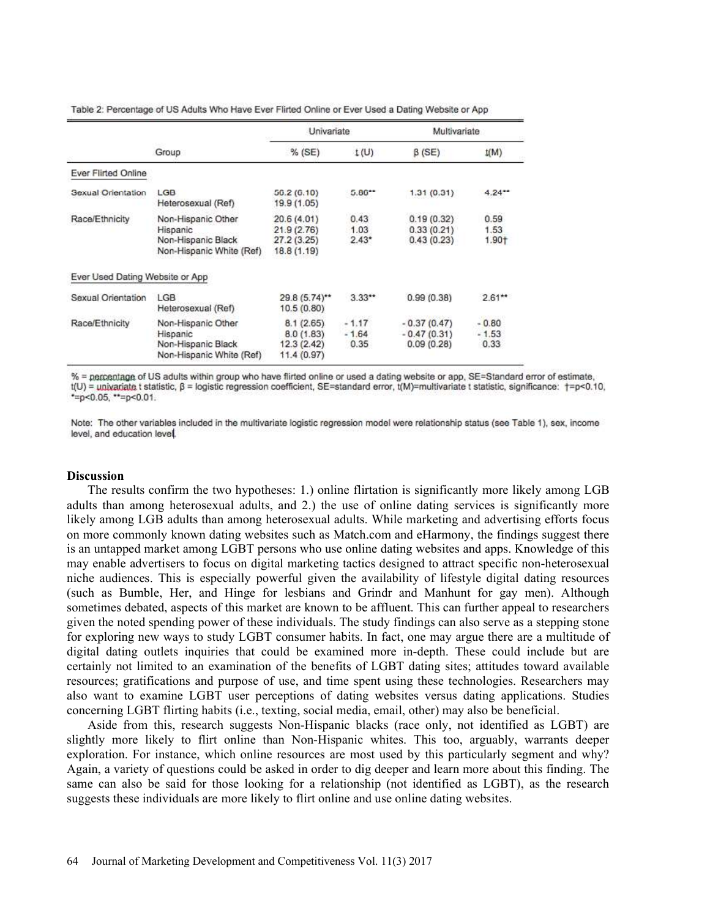Table 2: Percentage of US Adults Who Have Ever Flirted Online or Ever Used a Dating Website or App

| | Group | Univariate | | Multivariate | |
|---|---|---|---|---|---|
| | | % (SE) | t(U) | β (SE) | t(M) |
| **Ever Flirted Online** | | | | | |
| Sexual Orientation | LGB | 50.2 (0.10) | 5.06** | 1.31 (0.31) | 4.24** |
| | Heterosexual (Ref) | 19.9 (1.05) | | | |
| Race/Ethnicity | Non-Hispanic Other | 20.6 (4.01) | 0.43 | 0.19 (0.32) | 0.59 |
| | Hispanic | 21.9 (2.76) | 1.03 | 0.33 (0.21) | 1.53 |
| | Non-Hispanic Black | 27.2 (3.25) | 2.43* | 0.43 (0.23) | 1.90† |
| | Non-Hispanic White (Ref) | 18.8 (1.19) | | | |
| **Ever Used Dating Website or App** | | | | | |
| Sexual Orientation | LGB | 29.8 (5.74)** | 3.33** | 0.99 (0.38) | 2.61** |
| | Heterosexual (Ref) | 10.5 (0.80) | | | |
| Race/Ethnicity | Non-Hispanic Other | 8.1 (2.65) | -1.17 | -0.37 (0.47) | -0.80 |
| | Hispanic | 8.0 (1.83) | -1.64 | -0.47 (0.31) | -1.53 |
| | Non-Hispanic Black | 12.3 (2.42) | 0.35 | 0.09 (0.28) | 0.33 |
| | Non-Hispanic White (Ref) | 11.4 (0.97) | | | |

% = percentage of US adults within group who have flirted online or used a dating website or app, SE=Standard error of estimate, t(U) = univariate t statistic, β = logistic regression coefficient, SE=standard error, t(M)=multivariate t statistic, significance: †=p<0.10, *=p<0.05, **=p<0.01.

Note: The other variables included in the multivariate logistic regression model were relationship status (see Table 1), sex, income level, and education level.

## Discussion

The results confirm the two hypotheses: 1.) online flirtation is significantly more likely among LGB adults than among heterosexual adults, and 2.) the use of online dating services is significantly more likely among LGB adults than among heterosexual adults. While marketing and advertising efforts focus on more commonly known dating websites such as Match.com and eHarmony, the findings suggest there is an untapped market among LGBT persons who use online dating websites and apps. Knowledge of this may enable advertisers to focus on digital marketing tactics designed to attract specific non-heterosexual niche audiences. This is especially powerful given the availability of lifestyle digital dating resources (such as Bumble, Her, and Hinge for lesbians and Grindr and Manhunt for gay men). Although sometimes debated, aspects of this market are known to be affluent. This can further appeal to researchers given the noted spending power of these individuals. The study findings can also serve as a stepping stone for exploring new ways to study LGBT consumer habits. In fact, one may argue there are a multitude of digital dating outlets inquiries that could be examined more in-depth. These could include but are certainly not limited to an examination of the benefits of LGBT dating sites; attitudes toward available resources; gratifications and purpose of use, and time spent using these technologies. Researchers may also want to examine LGBT user perceptions of dating websites versus dating applications. Studies concerning LGBT flirting habits (i.e., texting, social media, email, other) may also be beneficial.

Aside from this, research suggests Non-Hispanic blacks (race only, not identified as LGBT) are slightly more likely to flirt online than Non-Hispanic whites. This too, arguably, warrants deeper exploration. For instance, which online resources are most used by this particularly segment and why? Again, a variety of questions could be asked in order to dig deeper and learn more about this finding. The same can also be said for those looking for a relationship (not identified as LGBT), as the research suggests these individuals are more likely to flirt online and use online dating websites.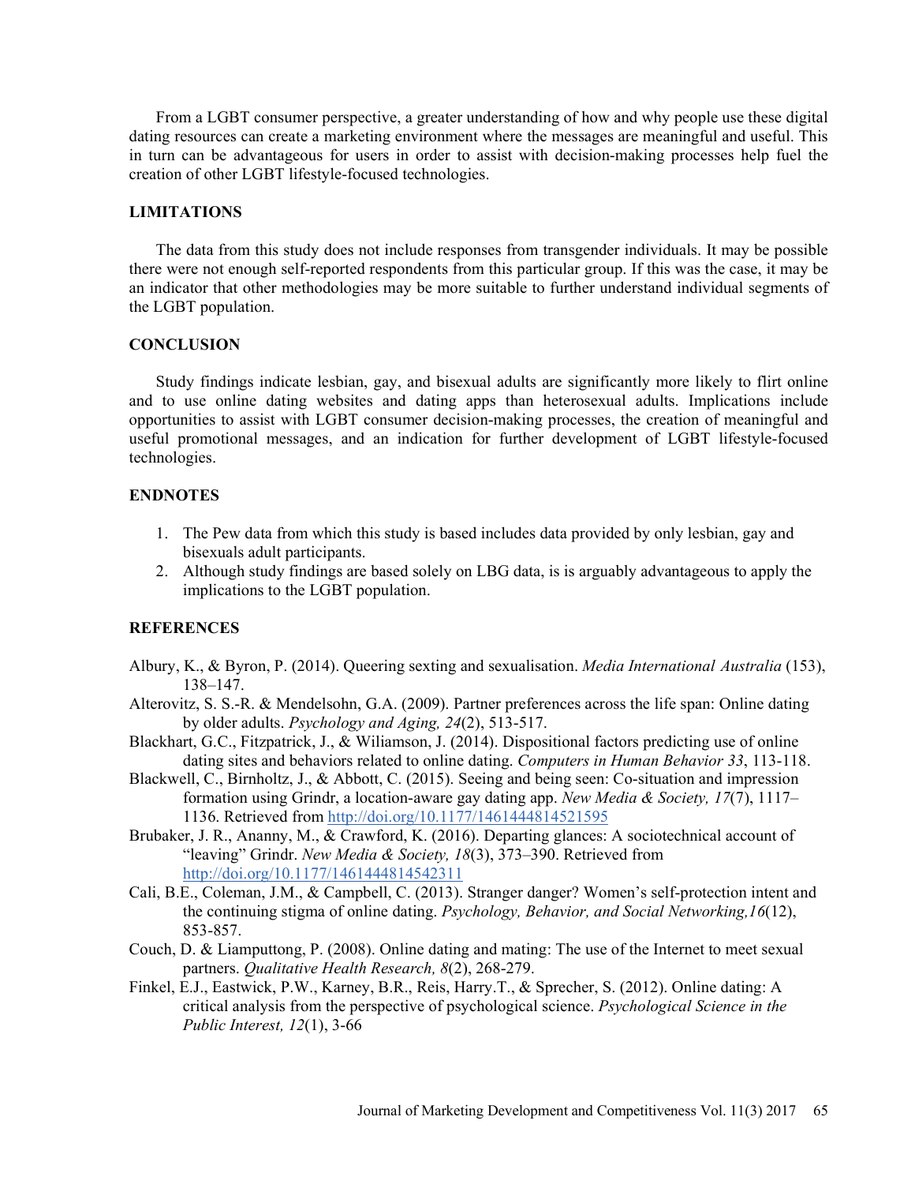From a LGBT consumer perspective, a greater understanding of how and why people use these digital dating resources can create a marketing environment where the messages are meaningful and useful. This in turn can be advantageous for users in order to assist with decision-making processes help fuel the creation of other LGBT lifestyle-focused technologies.

## LIMITATIONS

The data from this study does not include responses from transgender individuals. It may be possible there were not enough self-reported respondents from this particular group. If this was the case, it may be an indicator that other methodologies may be more suitable to further understand individual segments of the LGBT population.

## CONCLUSION

Study findings indicate lesbian, gay, and bisexual adults are significantly more likely to flirt online and to use online dating websites and dating apps than heterosexual adults. Implications include opportunities to assist with LGBT consumer decision-making processes, the creation of meaningful and useful promotional messages, and an indication for further development of LGBT lifestyle-focused technologies.

## ENDNOTES

1. The Pew data from which this study is based includes data provided by only lesbian, gay and bisexuals adult participants.
2. Although study findings are based solely on LBG data, is is arguably advantageous to apply the implications to the LGBT population.

## REFERENCES

Albury, K., & Byron, P. (2014). Queering sexting and sexualisation. *Media International Australia* (153), 138–147.

Alterovitz, S. S.-R. & Mendelsohn, G.A. (2009). Partner preferences across the life span: Online dating by older adults. *Psychology and Aging, 24*(2), 513-517.

Blackhart, G.C., Fitzpatrick, J., & Wiliamson, J. (2014). Dispositional factors predicting use of online dating sites and behaviors related to online dating. *Computers in Human Behavior 33*, 113-118.

Blackwell, C., Birnholtz, J., & Abbott, C. (2015). Seeing and being seen: Co-situation and impression formation using Grindr, a location-aware gay dating app. *New Media & Society, 17*(7), 1117–1136. Retrieved from http://doi.org/10.1177/1461444814521595

Brubaker, J. R., Ananny, M., & Crawford, K. (2016). Departing glances: A sociotechnical account of "leaving" Grindr. *New Media & Society, 18*(3), 373–390. Retrieved from http://doi.org/10.1177/1461444814542311

Cali, B.E., Coleman, J.M., & Campbell, C. (2013). Stranger danger? Women's self-protection intent and the continuing stigma of online dating. *Psychology, Behavior, and Social Networking,16*(12), 853-857.

Couch, D. & Liamputtong, P. (2008). Online dating and mating: The use of the Internet to meet sexual partners. *Qualitative Health Research, 8*(2), 268-279.

Finkel, E.J., Eastwick, P.W., Karney, B.R., Reis, Harry.T., & Sprecher, S. (2012). Online dating: A critical analysis from the perspective of psychological science. *Psychological Science in the Public Interest, 12*(1), 3-66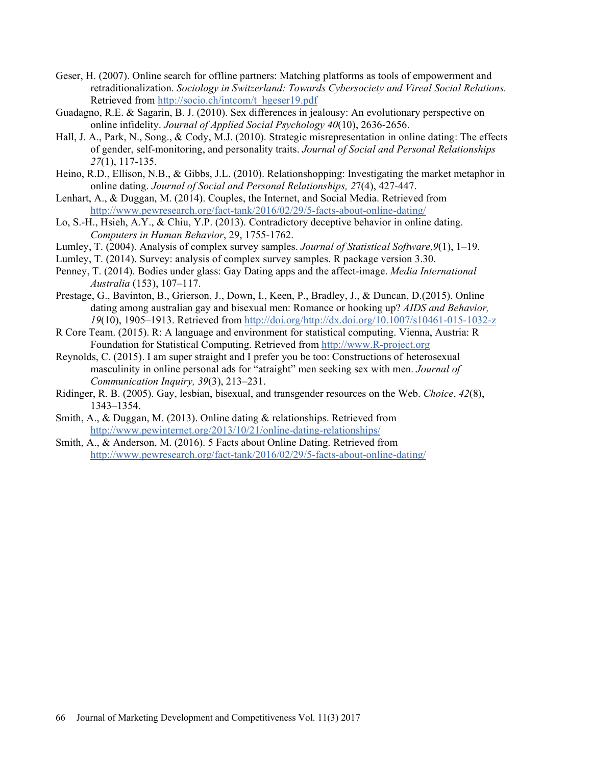Geser, H. (2007). Online search for offline partners: Matching platforms as tools of empowerment and retraditionalization. *Sociology in Switzerland: Towards Cybersociety and Vireal Social Relations.* Retrieved from http://socio.ch/intcom/t_hgeser19.pdf

Guadagno, R.E. & Sagarin, B. J. (2010). Sex differences in jealousy: An evolutionary perspective on online infidelity. *Journal of Applied Social Psychology 40*(10), 2636-2656.

Hall, J. A., Park, N., Song., & Cody, M.J. (2010). Strategic misrepresentation in online dating: The effects of gender, self-monitoring, and personality traits. *Journal of Social and Personal Relationships 27*(1), 117-135.

Heino, R.D., Ellison, N.B., & Gibbs, J.L. (2010). Relationshopping: Investigating the market metaphor in online dating. *Journal of Social and Personal Relationships, 27*(4), 427-447.

Lenhart, A., & Duggan, M. (2014). Couples, the Internet, and Social Media. Retrieved from http://www.pewresearch.org/fact-tank/2016/02/29/5-facts-about-online-dating/

Lo, S.-H., Hsieh, A.Y., & Chiu, Y.P. (2013). Contradictory deceptive behavior in online dating. *Computers in Human Behavior*, 29, 1755-1762.

Lumley, T. (2004). Analysis of complex survey samples. *Journal of Statistical Software,9*(1), 1–19.

Lumley, T. (2014). Survey: analysis of complex survey samples. R package version 3.30.

Penney, T. (2014). Bodies under glass: Gay Dating apps and the affect-image. *Media International Australia* (153), 107–117.

Prestage, G., Bavinton, B., Grierson, J., Down, I., Keen, P., Bradley, J., & Duncan, D.(2015). Online dating among australian gay and bisexual men: Romance or hooking up? *AIDS and Behavior, 19*(10), 1905–1913. Retrieved from http://doi.org/http://dx.doi.org/10.1007/s10461-015-1032-z

R Core Team. (2015). R: A language and environment for statistical computing. Vienna, Austria: R Foundation for Statistical Computing. Retrieved from http://www.R-project.org

Reynolds, C. (2015). I am super straight and I prefer you be too: Constructions of heterosexual masculinity in online personal ads for "atraight" men seeking sex with men. *Journal of Communication Inquiry, 39*(3), 213–231.

Ridinger, R. B. (2005). Gay, lesbian, bisexual, and transgender resources on the Web. *Choice*, *42*(8), 1343–1354.

Smith, A., & Duggan, M. (2013). Online dating & relationships. Retrieved from http://www.pewinternet.org/2013/10/21/online-dating-relationships/

Smith, A., & Anderson, M. (2016). 5 Facts about Online Dating. Retrieved from http://www.pewresearch.org/fact-tank/2016/02/29/5-facts-about-online-dating/